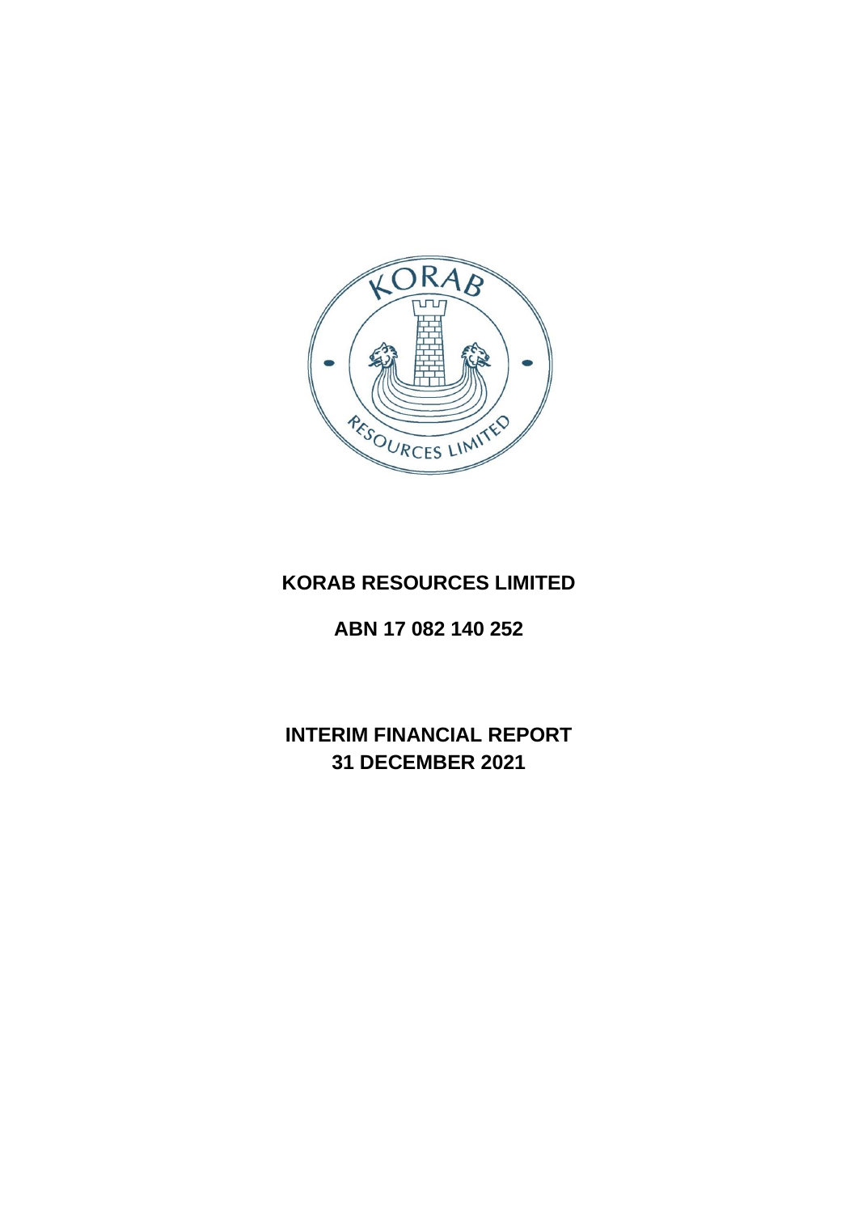# KORAB RESOURCES LIMITED

**ABN 17 082 140 252**

**INTERIM FINANCIAL REPORT**
**31 DECEMBER 2021**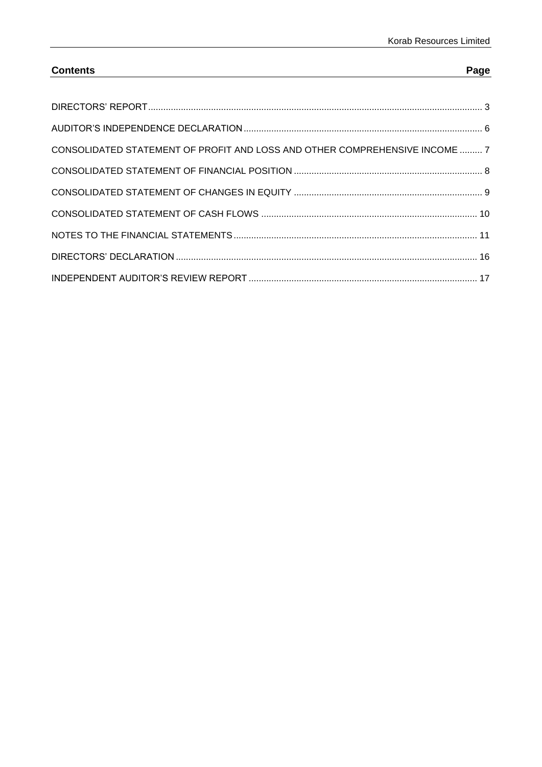| Contents | Page |
| --- | --- |
| DIRECTORS' REPORT | 3 |
| AUDITOR'S INDEPENDENCE DECLARATION | 6 |
| CONSOLIDATED STATEMENT OF PROFIT AND LOSS AND OTHER COMPREHENSIVE INCOME | 7 |
| CONSOLIDATED STATEMENT OF FINANCIAL POSITION | 8 |
| CONSOLIDATED STATEMENT OF CHANGES IN EQUITY | 9 |
| CONSOLIDATED STATEMENT OF CASH FLOWS | 10 |
| NOTES TO THE FINANCIAL STATEMENTS | 11 |
| DIRECTORS' DECLARATION | 16 |
| INDEPENDENT AUDITOR'S REVIEW REPORT | 17 |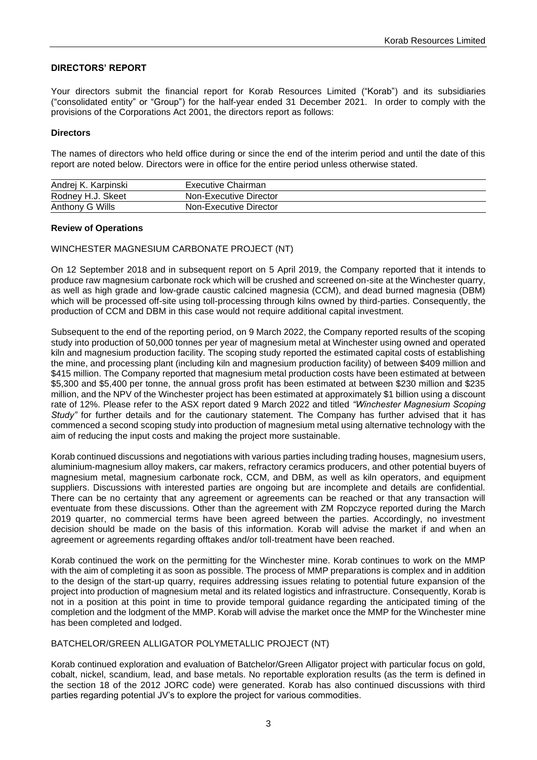## DIRECTORS' REPORT

Your directors submit the financial report for Korab Resources Limited ("Korab") and its subsidiaries ("consolidated entity" or "Group") for the half-year ended 31 December 2021. In order to comply with the provisions of the Corporations Act 2001, the directors report as follows:

### Directors

The names of directors who held office during or since the end of the interim period and until the date of this report are noted below. Directors were in office for the entire period unless otherwise stated.

| | |
|---|---|
| Andrej K. Karpinski | Executive Chairman |
| Rodney H.J. Skeet | Non-Executive Director |
| Anthony G Wills | Non-Executive Director |

### Review of Operations

WINCHESTER MAGNESIUM CARBONATE PROJECT (NT)

On 12 September 2018 and in subsequent report on 5 April 2019, the Company reported that it intends to produce raw magnesium carbonate rock which will be crushed and screened on-site at the Winchester quarry, as well as high grade and low-grade caustic calcined magnesia (CCM), and dead burned magnesia (DBM) which will be processed off-site using toll-processing through kilns owned by third-parties. Consequently, the production of CCM and DBM in this case would not require additional capital investment.

Subsequent to the end of the reporting period, on 9 March 2022, the Company reported results of the scoping study into production of 50,000 tonnes per year of magnesium metal at Winchester using owned and operated kiln and magnesium production facility. The scoping study reported the estimated capital costs of establishing the mine, and processing plant (including kiln and magnesium production facility) of between $409 million and $415 million. The Company reported that magnesium metal production costs have been estimated at between $5,300 and $5,400 per tonne, the annual gross profit has been estimated at between $230 million and $235 million, and the NPV of the Winchester project has been estimated at approximately $1 billion using a discount rate of 12%. Please refer to the ASX report dated 9 March 2022 and titled *"Winchester Magnesium Scoping Study"* for further details and for the cautionary statement. The Company has further advised that it has commenced a second scoping study into production of magnesium metal using alternative technology with the aim of reducing the input costs and making the project more sustainable.

Korab continued discussions and negotiations with various parties including trading houses, magnesium users, aluminium-magnesium alloy makers, car makers, refractory ceramics producers, and other potential buyers of magnesium metal, magnesium carbonate rock, CCM, and DBM, as well as kiln operators, and equipment suppliers. Discussions with interested parties are ongoing but are incomplete and details are confidential. There can be no certainty that any agreement or agreements can be reached or that any transaction will eventuate from these discussions. Other than the agreement with ZM Ropczyce reported during the March 2019 quarter, no commercial terms have been agreed between the parties. Accordingly, no investment decision should be made on the basis of this information. Korab will advise the market if and when an agreement or agreements regarding offtakes and/or toll-treatment have been reached.

Korab continued the work on the permitting for the Winchester mine. Korab continues to work on the MMP with the aim of completing it as soon as possible. The process of MMP preparations is complex and in addition to the design of the start-up quarry, requires addressing issues relating to potential future expansion of the project into production of magnesium metal and its related logistics and infrastructure. Consequently, Korab is not in a position at this point in time to provide temporal guidance regarding the anticipated timing of the completion and the lodgment of the MMP. Korab will advise the market once the MMP for the Winchester mine has been completed and lodged.

BATCHELOR/GREEN ALLIGATOR POLYMETALLIC PROJECT (NT)

Korab continued exploration and evaluation of Batchelor/Green Alligator project with particular focus on gold, cobalt, nickel, scandium, lead, and base metals. No reportable exploration results (as the term is defined in the section 18 of the 2012 JORC code) were generated. Korab has also continued discussions with third parties regarding potential JV's to explore the project for various commodities.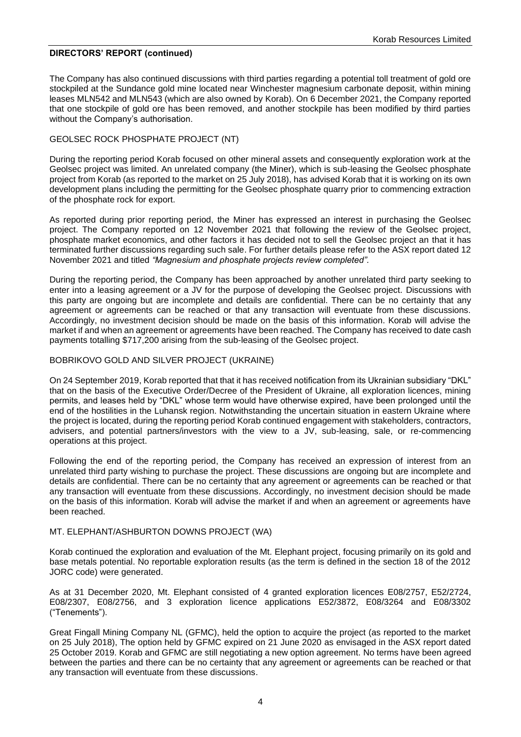## DIRECTORS' REPORT (continued)

The Company has also continued discussions with third parties regarding a potential toll treatment of gold ore stockpiled at the Sundance gold mine located near Winchester magnesium carbonate deposit, within mining leases MLN542 and MLN543 (which are also owned by Korab). On 6 December 2021, the Company reported that one stockpile of gold ore has been removed, and another stockpile has been modified by third parties without the Company's authorisation.

### GEOLSEC ROCK PHOSPHATE PROJECT (NT)

During the reporting period Korab focused on other mineral assets and consequently exploration work at the Geolsec project was limited. An unrelated company (the Miner), which is sub-leasing the Geolsec phosphate project from Korab (as reported to the market on 25 July 2018), has advised Korab that it is working on its own development plans including the permitting for the Geolsec phosphate quarry prior to commencing extraction of the phosphate rock for export.

As reported during prior reporting period, the Miner has expressed an interest in purchasing the Geolsec project. The Company reported on 12 November 2021 that following the review of the Geolsec project, phosphate market economics, and other factors it has decided not to sell the Geolsec project an that it has terminated further discussions regarding such sale. For further details please refer to the ASX report dated 12 November 2021 and titled *"Magnesium and phosphate projects review completed"*.

During the reporting period, the Company has been approached by another unrelated third party seeking to enter into a leasing agreement or a JV for the purpose of developing the Geolsec project. Discussions with this party are ongoing but are incomplete and details are confidential. There can be no certainty that any agreement or agreements can be reached or that any transaction will eventuate from these discussions. Accordingly, no investment decision should be made on the basis of this information. Korab will advise the market if and when an agreement or agreements have been reached. The Company has received to date cash payments totalling $717,200 arising from the sub-leasing of the Geolsec project.

### BOBRIKOVO GOLD AND SILVER PROJECT (UKRAINE)

On 24 September 2019, Korab reported that that it has received notification from its Ukrainian subsidiary "DKL" that on the basis of the Executive Order/Decree of the President of Ukraine, all exploration licences, mining permits, and leases held by "DKL" whose term would have otherwise expired, have been prolonged until the end of the hostilities in the Luhansk region. Notwithstanding the uncertain situation in eastern Ukraine where the project is located, during the reporting period Korab continued engagement with stakeholders, contractors, advisers, and potential partners/investors with the view to a JV, sub-leasing, sale, or re-commencing operations at this project.

Following the end of the reporting period, the Company has received an expression of interest from an unrelated third party wishing to purchase the project. These discussions are ongoing but are incomplete and details are confidential. There can be no certainty that any agreement or agreements can be reached or that any transaction will eventuate from these discussions. Accordingly, no investment decision should be made on the basis of this information. Korab will advise the market if and when an agreement or agreements have been reached.

### MT. ELEPHANT/ASHBURTON DOWNS PROJECT (WA)

Korab continued the exploration and evaluation of the Mt. Elephant project, focusing primarily on its gold and base metals potential. No reportable exploration results (as the term is defined in the section 18 of the 2012 JORC code) were generated.

As at 31 December 2020, Mt. Elephant consisted of 4 granted exploration licences E08/2757, E52/2724, E08/2307, E08/2756, and 3 exploration licence applications E52/3872, E08/3264 and E08/3302 ("Tenements").

Great Fingall Mining Company NL (GFMC), held the option to acquire the project (as reported to the market on 25 July 2018), The option held by GFMC expired on 21 June 2020 as envisaged in the ASX report dated 25 October 2019. Korab and GFMC are still negotiating a new option agreement. No terms have been agreed between the parties and there can be no certainty that any agreement or agreements can be reached or that any transaction will eventuate from these discussions.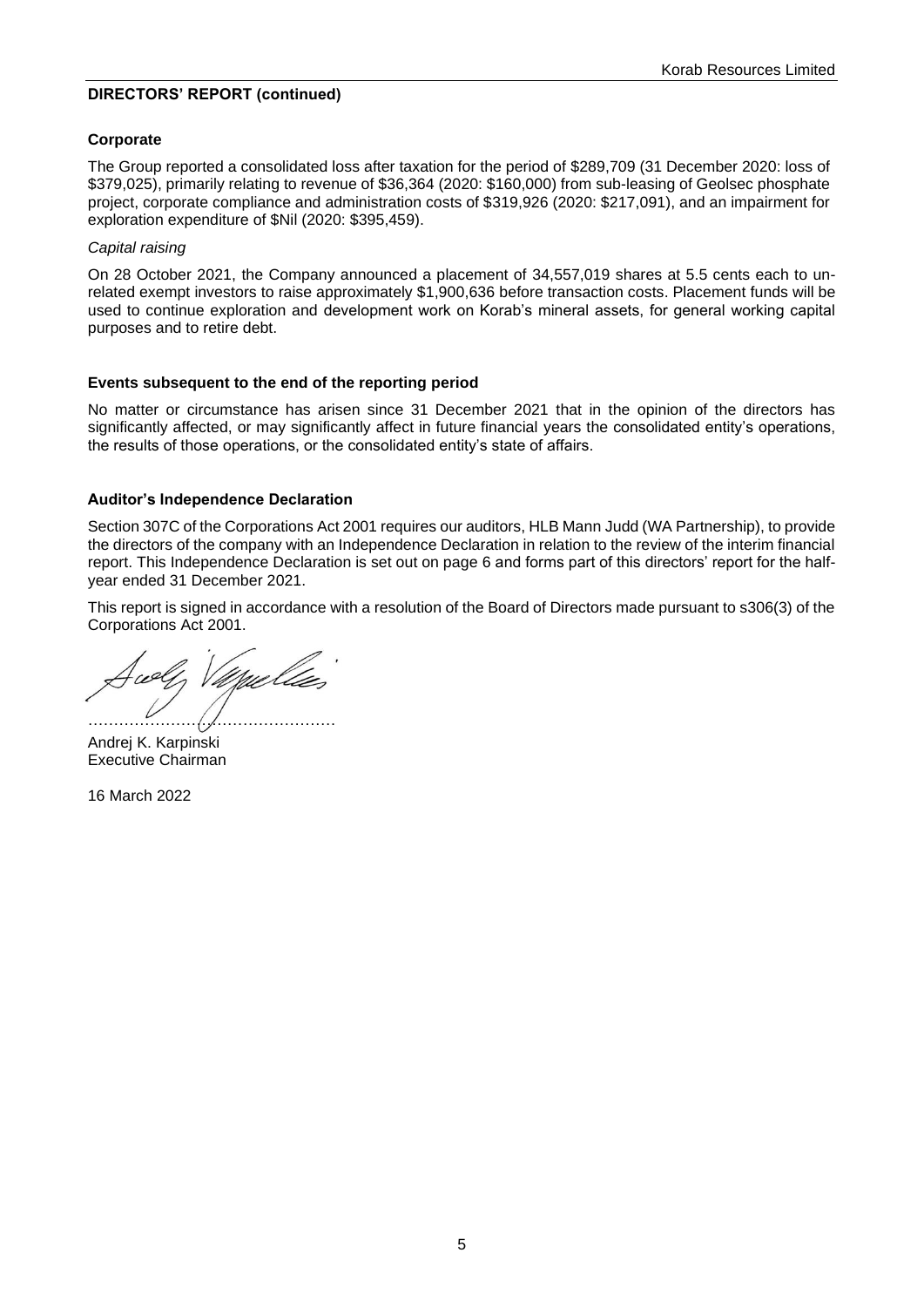## DIRECTORS' REPORT (continued)

### Corporate

The Group reported a consolidated loss after taxation for the period of $289,709 (31 December 2020: loss of $379,025), primarily relating to revenue of $36,364 (2020: $160,000) from sub-leasing of Geolsec phosphate project, corporate compliance and administration costs of $319,926 (2020: $217,091), and an impairment for exploration expenditure of $Nil (2020: $395,459).

*Capital raising*

On 28 October 2021, the Company announced a placement of 34,557,019 shares at 5.5 cents each to un-related exempt investors to raise approximately $1,900,636 before transaction costs. Placement funds will be used to continue exploration and development work on Korab's mineral assets, for general working capital purposes and to retire debt.

### Events subsequent to the end of the reporting period

No matter or circumstance has arisen since 31 December 2021 that in the opinion of the directors has significantly affected, or may significantly affect in future financial years the consolidated entity's operations, the results of those operations, or the consolidated entity's state of affairs.

### Auditor's Independence Declaration

Section 307C of the Corporations Act 2001 requires our auditors, HLB Mann Judd (WA Partnership), to provide the directors of the company with an Independence Declaration in relation to the review of the interim financial report. This Independence Declaration is set out on page 6 and forms part of this directors' report for the half-year ended 31 December 2021.

This report is signed in accordance with a resolution of the Board of Directors made pursuant to s306(3) of the Corporations Act 2001.

…………………………………………

Andrej K. Karpinski
Executive Chairman

16 March 2022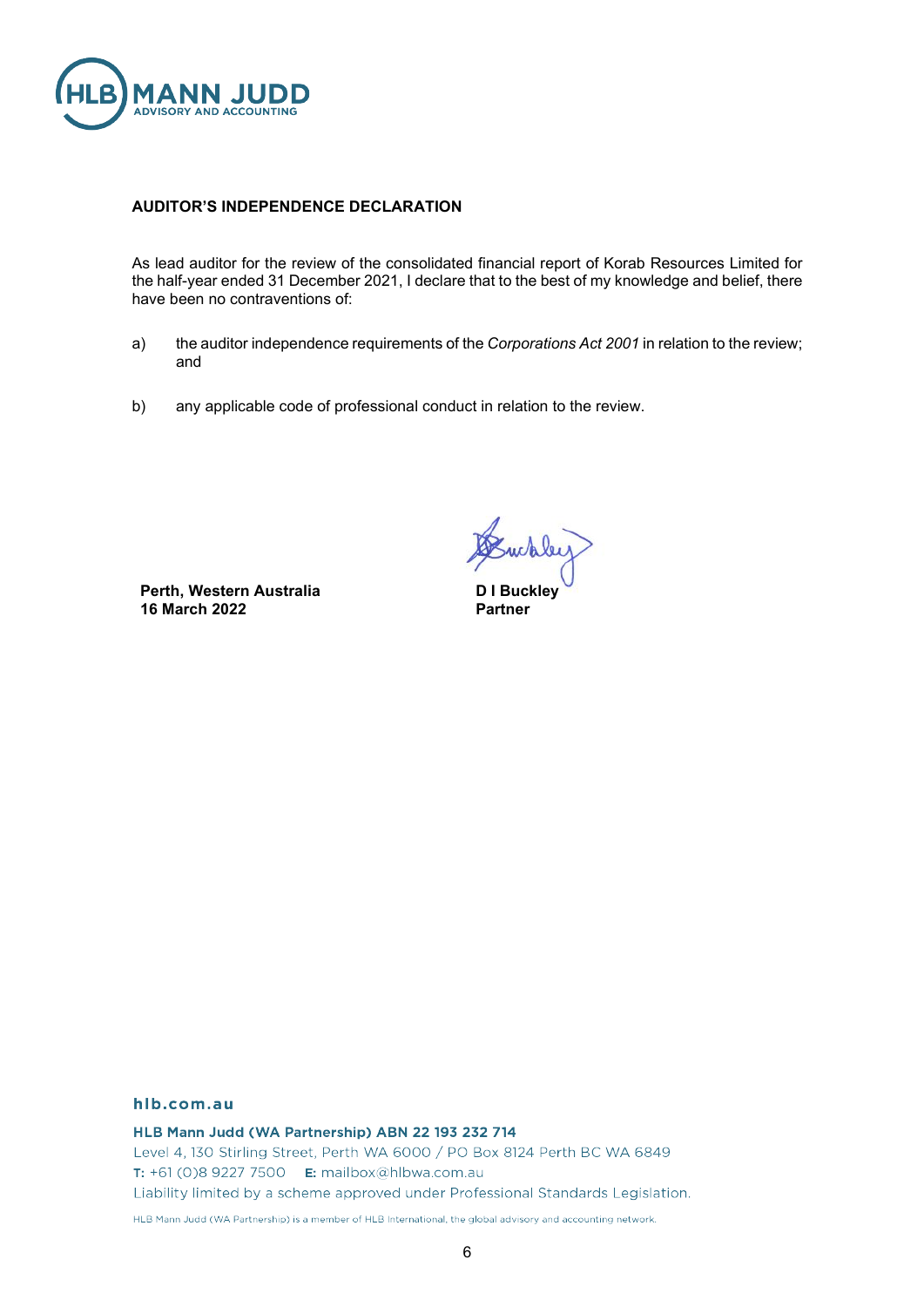## AUDITOR'S INDEPENDENCE DECLARATION

As lead auditor for the review of the consolidated financial report of Korab Resources Limited for the half-year ended 31 December 2021, I declare that to the best of my knowledge and belief, there have been no contraventions of:

a) the auditor independence requirements of the *Corporations Act 2001* in relation to the review; and

b) any applicable code of professional conduct in relation to the review.

**Perth, Western Australia**
**16 March 2022**

**D I Buckley**
**Partner**

hlb.com.au

**HLB Mann Judd (WA Partnership) ABN 22 193 232 714**
Level 4, 130 Stirling Street, Perth WA 6000 / PO Box 8124 Perth BC WA 6849
T: +61 (0)8 9227 7500 E: mailbox@hlbwa.com.au
Liability limited by a scheme approved under Professional Standards Legislation.

HLB Mann Judd (WA Partnership) is a member of HLB International, the global advisory and accounting network.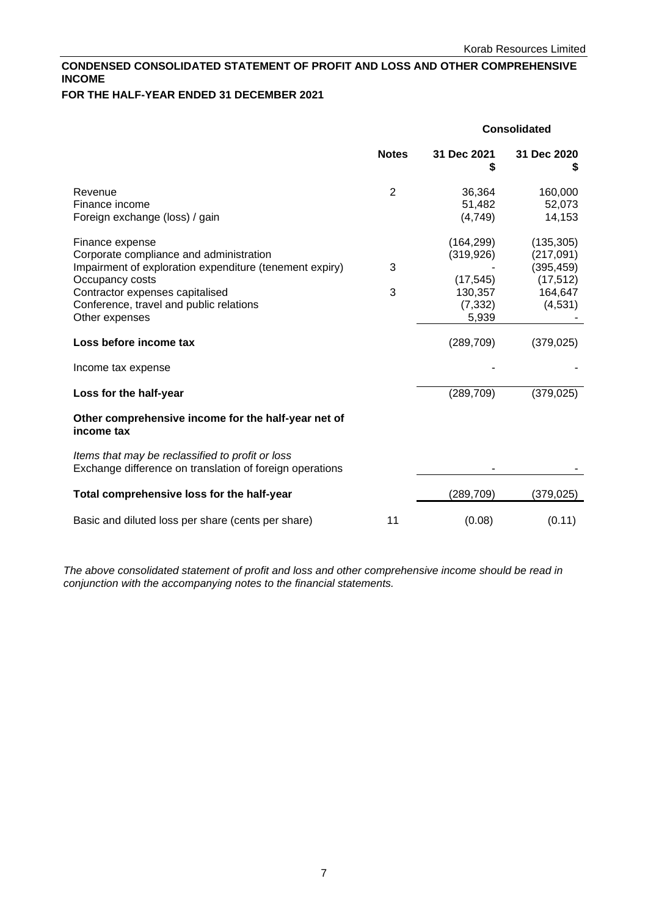## CONDENSED CONSOLIDATED STATEMENT OF PROFIT AND LOSS AND OTHER COMPREHENSIVE INCOME

### FOR THE HALF-YEAR ENDED 31 DECEMBER 2021

| | Notes | Consolidated 31 Dec 2021 $ | Consolidated 31 Dec 2020 $ |
|---|---|---|---|
| Revenue | 2 | 36,364 | 160,000 |
| Finance income | | 51,482 | 52,073 |
| Foreign exchange (loss) / gain | | (4,749) | 14,153 |
| | | | |
| Finance expense | | (164,299) | (135,305) |
| Corporate compliance and administration | | (319,926) | (217,091) |
| Impairment of exploration expenditure (tenement expiry) | 3 | - | (395,459) |
| Occupancy costs | | (17,545) | (17,512) |
| Contractor expenses capitalised | 3 | 130,357 | 164,647 |
| Conference, travel and public relations | | (7,332) | (4,531) |
| Other expenses | | 5,939 | - |
| **Loss before income tax** | | (289,709) | (379,025) |
| Income tax expense | | - | - |
| **Loss for the half-year** | | (289,709) | (379,025) |
| **Other comprehensive income for the half-year net of income tax** | | | |
| *Items that may be reclassified to profit or loss* | | | |
| Exchange difference on translation of foreign operations | | - | - |
| **Total comprehensive loss for the half-year** | | (289,709) | (379,025) |
| Basic and diluted loss per share (cents per share) | 11 | (0.08) | (0.11) |

*The above consolidated statement of profit and loss and other comprehensive income should be read in conjunction with the accompanying notes to the financial statements.*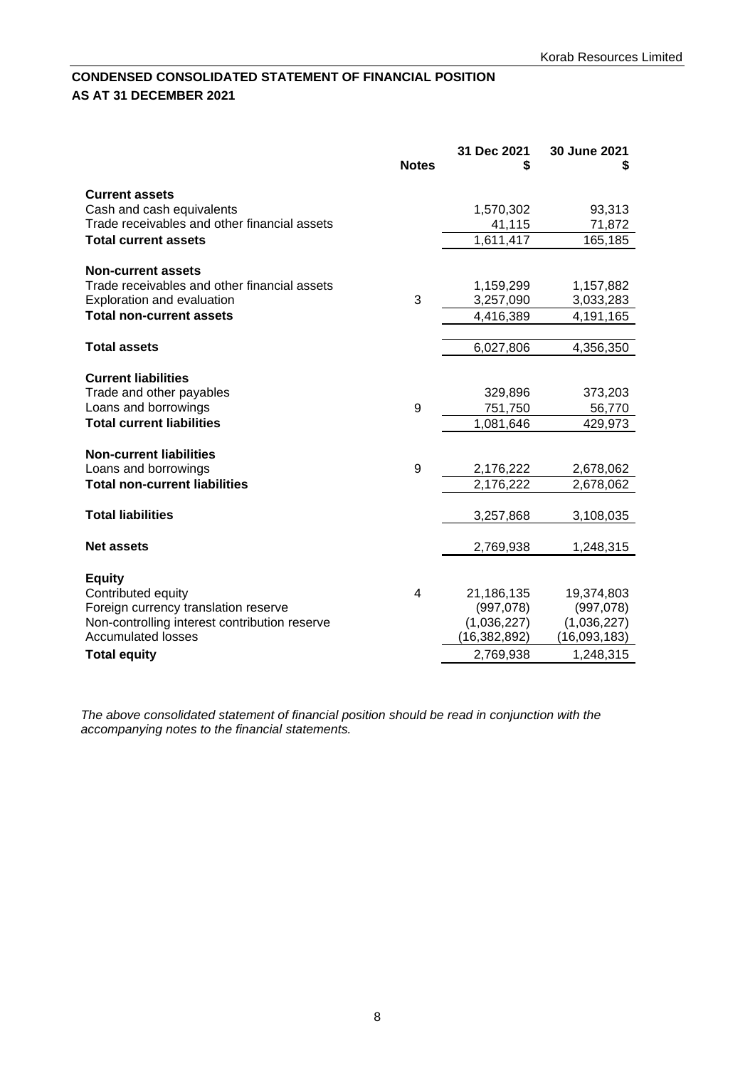## CONDENSED CONSOLIDATED STATEMENT OF FINANCIAL POSITION
## AS AT 31 DECEMBER 2021

| | Notes | 31 Dec 2021 $ | 30 June 2021 $ |
|---|---|---|---|
| **Current assets** | | | |
| Cash and cash equivalents | | 1,570,302 | 93,313 |
| Trade receivables and other financial assets | | 41,115 | 71,872 |
| **Total current assets** | | 1,611,417 | 165,185 |
| | | | |
| **Non-current assets** | | | |
| Trade receivables and other financial assets | | 1,159,299 | 1,157,882 |
| Exploration and evaluation | 3 | 3,257,090 | 3,033,283 |
| **Total non-current assets** | | 4,416,389 | 4,191,165 |
| | | | |
| **Total assets** | | 6,027,806 | 4,356,350 |
| | | | |
| **Current liabilities** | | | |
| Trade and other payables | | 329,896 | 373,203 |
| Loans and borrowings | 9 | 751,750 | 56,770 |
| **Total current liabilities** | | 1,081,646 | 429,973 |
| | | | |
| **Non-current liabilities** | | | |
| Loans and borrowings | 9 | 2,176,222 | 2,678,062 |
| **Total non-current liabilities** | | 2,176,222 | 2,678,062 |
| | | | |
| **Total liabilities** | | 3,257,868 | 3,108,035 |
| | | | |
| **Net assets** | | 2,769,938 | 1,248,315 |
| | | | |
| **Equity** | | | |
| Contributed equity | 4 | 21,186,135 | 19,374,803 |
| Foreign currency translation reserve | | (997,078) | (997,078) |
| Non-controlling interest contribution reserve | | (1,036,227) | (1,036,227) |
| Accumulated losses | | (16,382,892) | (16,093,183) |
| **Total equity** | | 2,769,938 | 1,248,315 |

*The above consolidated statement of financial position should be read in conjunction with the accompanying notes to the financial statements.*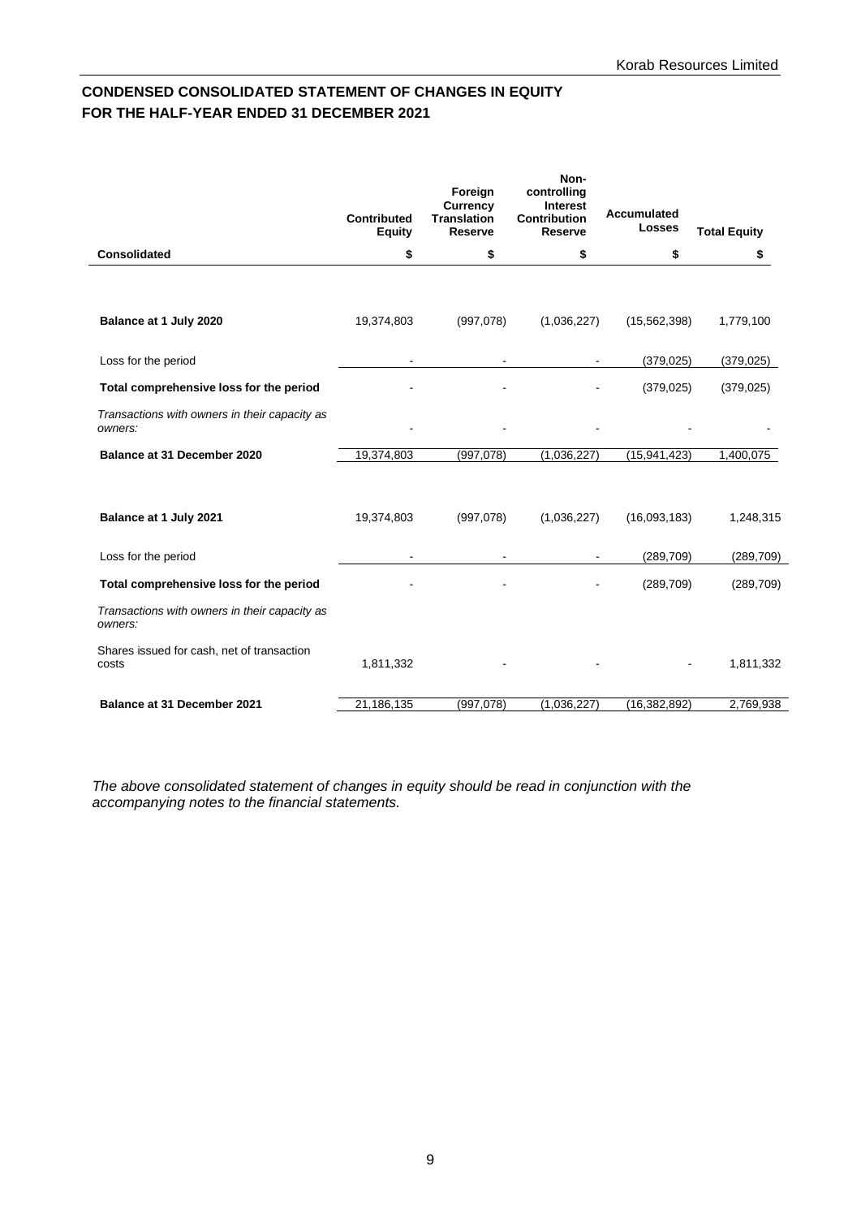## CONDENSED CONSOLIDATED STATEMENT OF CHANGES IN EQUITY
## FOR THE HALF-YEAR ENDED 31 DECEMBER 2021

| Consolidated | Contributed Equity<br>$ | Foreign Currency Translation Reserve<br>$ | Non-controlling Interest Contribution Reserve<br>$ | Accumulated Losses<br>$ | Total Equity<br>$ |
|---|---|---|---|---|---|
| **Balance at 1 July 2020** | 19,374,803 | (997,078) | (1,036,227) | (15,562,398) | 1,779,100 |
| Loss for the period | - | - | - | (379,025) | (379,025) |
| **Total comprehensive loss for the period** | - | - | - | (379,025) | (379,025) |
| *Transactions with owners in their capacity as owners:* | - | - | - | - | - |
| **Balance at 31 December 2020** | 19,374,803 | (997,078) | (1,036,227) | (15,941,423) | 1,400,075 |
| | | | | | |
| **Balance at 1 July 2021** | 19,374,803 | (997,078) | (1,036,227) | (16,093,183) | 1,248,315 |
| Loss for the period | - | - | - | (289,709) | (289,709) |
| **Total comprehensive loss for the period** | - | - | - | (289,709) | (289,709) |
| *Transactions with owners in their capacity as owners:* | | | | | |
| Shares issued for cash, net of transaction costs | 1,811,332 | - | - | - | 1,811,332 |
| **Balance at 31 December 2021** | 21,186,135 | (997,078) | (1,036,227) | (16,382,892) | 2,769,938 |

*The above consolidated statement of changes in equity should be read in conjunction with the accompanying notes to the financial statements.*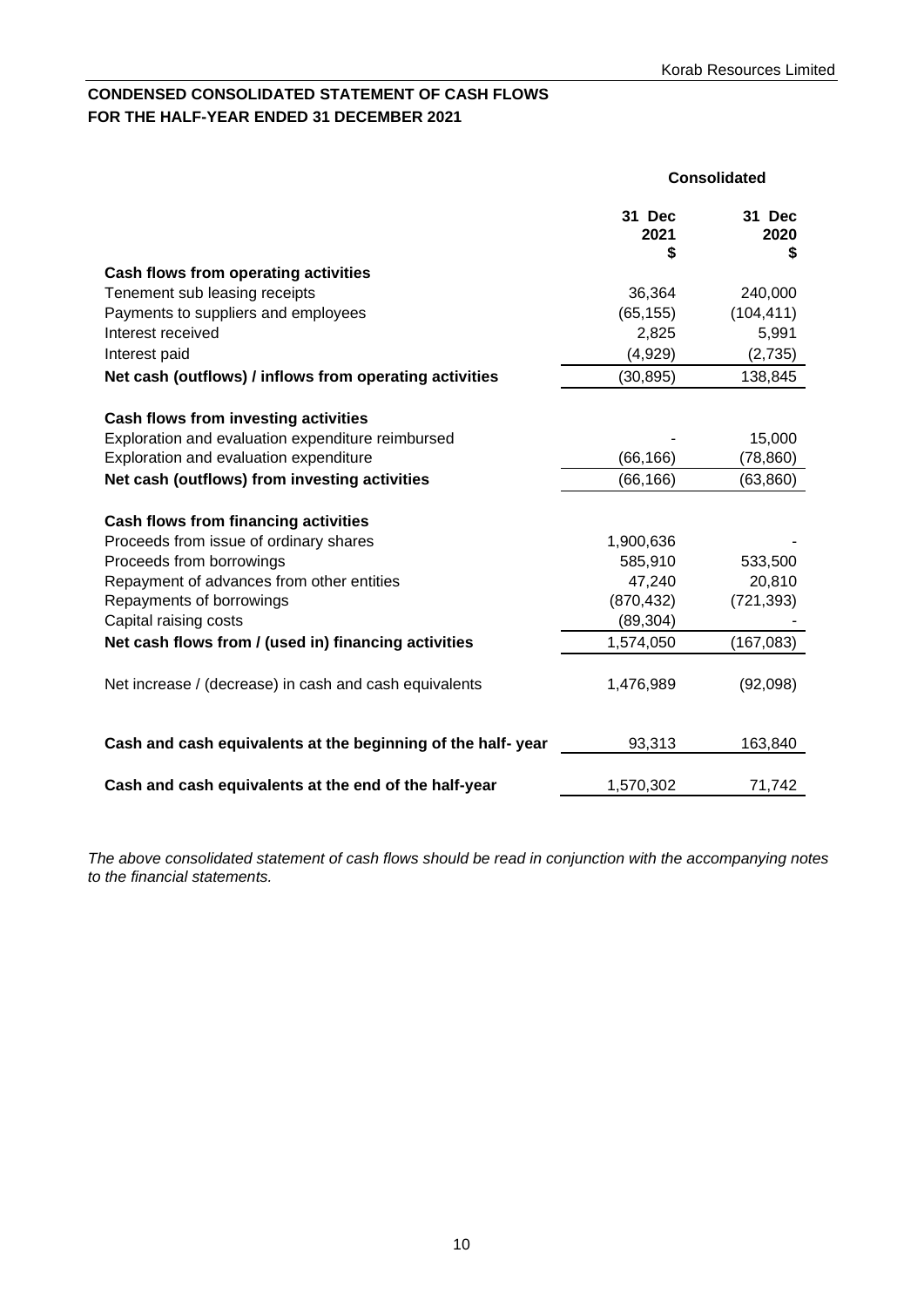## CONDENSED CONSOLIDATED STATEMENT OF CASH FLOWS
## FOR THE HALF-YEAR ENDED 31 DECEMBER 2021

| | Consolidated | |
|---|---|---|
| | **31 Dec 2021 $** | **31 Dec 2020 $** |
| **Cash flows from operating activities** | | |
| Tenement sub leasing receipts | 36,364 | 240,000 |
| Payments to suppliers and employees | (65,155) | (104,411) |
| Interest received | 2,825 | 5,991 |
| Interest paid | (4,929) | (2,735) |
| **Net cash (outflows) / inflows from operating activities** | (30,895) | 138,845 |
| | | |
| **Cash flows from investing activities** | | |
| Exploration and evaluation expenditure reimbursed | - | 15,000 |
| Exploration and evaluation expenditure | (66,166) | (78,860) |
| **Net cash (outflows) from investing activities** | (66,166) | (63,860) |
| | | |
| **Cash flows from financing activities** | | |
| Proceeds from issue of ordinary shares | 1,900,636 | - |
| Proceeds from borrowings | 585,910 | 533,500 |
| Repayment of advances from other entities | 47,240 | 20,810 |
| Repayments of borrowings | (870,432) | (721,393) |
| Capital raising costs | (89,304) | - |
| **Net cash flows from / (used in) financing activities** | 1,574,050 | (167,083) |
| | | |
| Net increase / (decrease) in cash and cash equivalents | 1,476,989 | (92,098) |
| | | |
| **Cash and cash equivalents at the beginning of the half- year** | 93,313 | 163,840 |
| | | |
| **Cash and cash equivalents at the end of the half-year** | 1,570,302 | 71,742 |

*The above consolidated statement of cash flows should be read in conjunction with the accompanying notes to the financial statements.*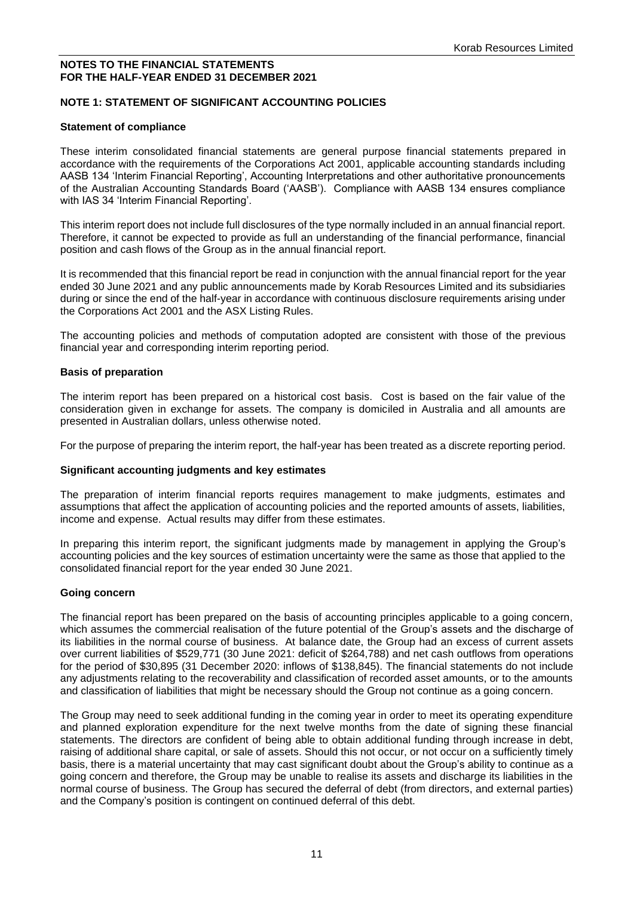**NOTES TO THE FINANCIAL STATEMENTS**
**FOR THE HALF-YEAR ENDED 31 DECEMBER 2021**

## NOTE 1: STATEMENT OF SIGNIFICANT ACCOUNTING POLICIES

### Statement of compliance

These interim consolidated financial statements are general purpose financial statements prepared in accordance with the requirements of the Corporations Act 2001, applicable accounting standards including AASB 134 'Interim Financial Reporting', Accounting Interpretations and other authoritative pronouncements of the Australian Accounting Standards Board ('AASB'). Compliance with AASB 134 ensures compliance with IAS 34 'Interim Financial Reporting'.

This interim report does not include full disclosures of the type normally included in an annual financial report. Therefore, it cannot be expected to provide as full an understanding of the financial performance, financial position and cash flows of the Group as in the annual financial report.

It is recommended that this financial report be read in conjunction with the annual financial report for the year ended 30 June 2021 and any public announcements made by Korab Resources Limited and its subsidiaries during or since the end of the half-year in accordance with continuous disclosure requirements arising under the Corporations Act 2001 and the ASX Listing Rules.

The accounting policies and methods of computation adopted are consistent with those of the previous financial year and corresponding interim reporting period.

### Basis of preparation

The interim report has been prepared on a historical cost basis. Cost is based on the fair value of the consideration given in exchange for assets. The company is domiciled in Australia and all amounts are presented in Australian dollars, unless otherwise noted.

For the purpose of preparing the interim report, the half-year has been treated as a discrete reporting period.

### Significant accounting judgments and key estimates

The preparation of interim financial reports requires management to make judgments, estimates and assumptions that affect the application of accounting policies and the reported amounts of assets, liabilities, income and expense. Actual results may differ from these estimates.

In preparing this interim report, the significant judgments made by management in applying the Group's accounting policies and the key sources of estimation uncertainty were the same as those that applied to the consolidated financial report for the year ended 30 June 2021.

### Going concern

The financial report has been prepared on the basis of accounting principles applicable to a going concern, which assumes the commercial realisation of the future potential of the Group's assets and the discharge of its liabilities in the normal course of business. At balance date, the Group had an excess of current assets over current liabilities of $529,771 (30 June 2021: deficit of $264,788) and net cash outflows from operations for the period of $30,895 (31 December 2020: inflows of $138,845). The financial statements do not include any adjustments relating to the recoverability and classification of recorded asset amounts, or to the amounts and classification of liabilities that might be necessary should the Group not continue as a going concern.

The Group may need to seek additional funding in the coming year in order to meet its operating expenditure and planned exploration expenditure for the next twelve months from the date of signing these financial statements. The directors are confident of being able to obtain additional funding through increase in debt, raising of additional share capital, or sale of assets. Should this not occur, or not occur on a sufficiently timely basis, there is a material uncertainty that may cast significant doubt about the Group's ability to continue as a going concern and therefore, the Group may be unable to realise its assets and discharge its liabilities in the normal course of business. The Group has secured the deferral of debt (from directors, and external parties) and the Company's position is contingent on continued deferral of this debt.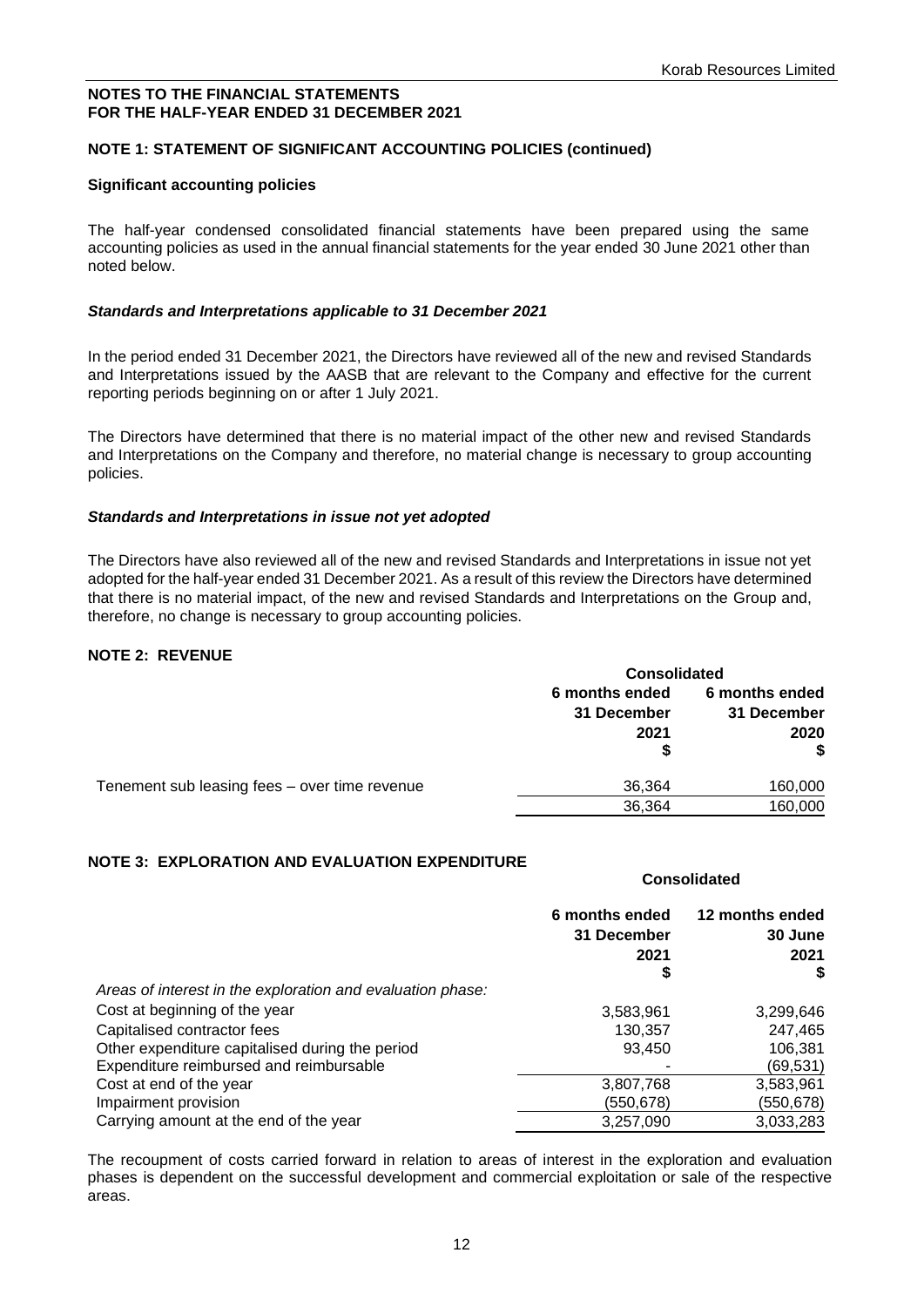**NOTES TO THE FINANCIAL STATEMENTS**
**FOR THE HALF-YEAR ENDED 31 DECEMBER 2021**

## NOTE 1: STATEMENT OF SIGNIFICANT ACCOUNTING POLICIES (continued)

### Significant accounting policies

The half-year condensed consolidated financial statements have been prepared using the same accounting policies as used in the annual financial statements for the year ended 30 June 2021 other than noted below.

#### *Standards and Interpretations applicable to 31 December 2021*

In the period ended 31 December 2021, the Directors have reviewed all of the new and revised Standards and Interpretations issued by the AASB that are relevant to the Company and effective for the current reporting periods beginning on or after 1 July 2021.

The Directors have determined that there is no material impact of the other new and revised Standards and Interpretations on the Company and therefore, no material change is necessary to group accounting policies.

#### *Standards and Interpretations in issue not yet adopted*

The Directors have also reviewed all of the new and revised Standards and Interpretations in issue not yet adopted for the half-year ended 31 December 2021. As a result of this review the Directors have determined that there is no material impact, of the new and revised Standards and Interpretations on the Group and, therefore, no change is necessary to group accounting policies.

## NOTE 2: REVENUE

| | Consolidated | |
|---|---|---|
| | 6 months ended 31 December 2021 $ | 6 months ended 31 December 2020 $ |
| Tenement sub leasing fees – over time revenue | 36,364 | 160,000 |
| | 36,364 | 160,000 |

## NOTE 3: EXPLORATION AND EVALUATION EXPENDITURE

| | Consolidated | |
|---|---|---|
| | 6 months ended 31 December 2021 $ | 12 months ended 30 June 2021 $ |
| *Areas of interest in the exploration and evaluation phase:* | | |
| Cost at beginning of the year | 3,583,961 | 3,299,646 |
| Capitalised contractor fees | 130,357 | 247,465 |
| Other expenditure capitalised during the period | 93,450 | 106,381 |
| Expenditure reimbursed and reimbursable | - | (69,531) |
| Cost at end of the year | 3,807,768 | 3,583,961 |
| Impairment provision | (550,678) | (550,678) |
| Carrying amount at the end of the year | 3,257,090 | 3,033,283 |

The recoupment of costs carried forward in relation to areas of interest in the exploration and evaluation phases is dependent on the successful development and commercial exploitation or sale of the respective areas.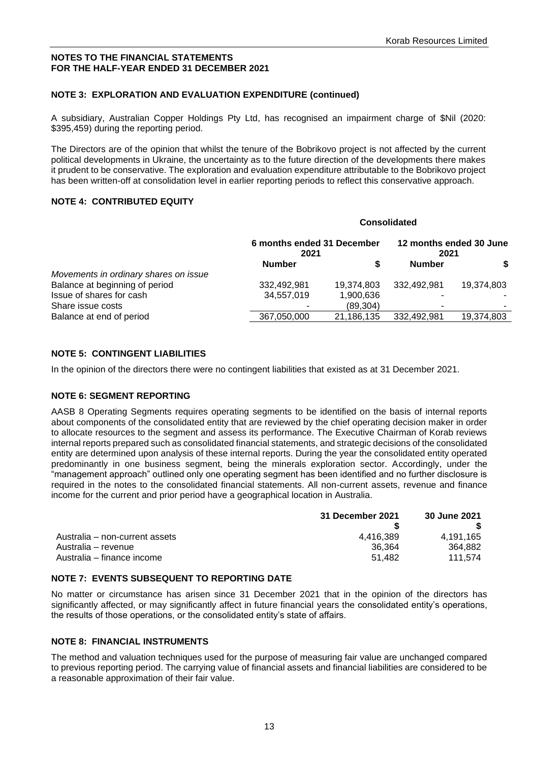**NOTES TO THE FINANCIAL STATEMENTS**
**FOR THE HALF-YEAR ENDED 31 DECEMBER 2021**

## NOTE 3: EXPLORATION AND EVALUATION EXPENDITURE (continued)

A subsidiary, Australian Copper Holdings Pty Ltd, has recognised an impairment charge of $Nil (2020: $395,459) during the reporting period.

The Directors are of the opinion that whilst the tenure of the Bobrikovo project is not affected by the current political developments in Ukraine, the uncertainty as to the future direction of the developments there makes it prudent to be conservative. The exploration and evaluation expenditure attributable to the Bobrikovo project has been written-off at consolidation level in earlier reporting periods to reflect this conservative approach.

## NOTE 4: CONTRIBUTED EQUITY

| | Consolidated | | | |
|---|---|---|---|---|
| | 6 months ended 31 December 2021 | | 12 months ended 30 June 2021 | |
| | Number | $ | Number | $ |
| *Movements in ordinary shares on issue* | | | | |
| Balance at beginning of period | 332,492,981 | 19,374,803 | 332,492,981 | 19,374,803 |
| Issue of shares for cash | 34,557,019 | 1,900,636 | - | - |
| Share issue costs | - | (89,304) | - | - |
| Balance at end of period | 367,050,000 | 21,186,135 | 332,492,981 | 19,374,803 |

## NOTE 5: CONTINGENT LIABILITIES

In the opinion of the directors there were no contingent liabilities that existed as at 31 December 2021.

## NOTE 6: SEGMENT REPORTING

AASB 8 Operating Segments requires operating segments to be identified on the basis of internal reports about components of the consolidated entity that are reviewed by the chief operating decision maker in order to allocate resources to the segment and assess its performance. The Executive Chairman of Korab reviews internal reports prepared such as consolidated financial statements, and strategic decisions of the consolidated entity are determined upon analysis of these internal reports. During the year the consolidated entity operated predominantly in one business segment, being the minerals exploration sector. Accordingly, under the "management approach" outlined only one operating segment has been identified and no further disclosure is required in the notes to the consolidated financial statements. All non-current assets, revenue and finance income for the current and prior period have a geographical location in Australia.

| | 31 December 2021 | 30 June 2021 |
|---|---|---|
| | $ | $ |
| Australia – non-current assets | 4,416,389 | 4,191,165 |
| Australia – revenue | 36,364 | 364,882 |
| Australia – finance income | 51,482 | 111,574 |

## NOTE 7: EVENTS SUBSEQUENT TO REPORTING DATE

No matter or circumstance has arisen since 31 December 2021 that in the opinion of the directors has significantly affected, or may significantly affect in future financial years the consolidated entity's operations, the results of those operations, or the consolidated entity's state of affairs.

## NOTE 8: FINANCIAL INSTRUMENTS

The method and valuation techniques used for the purpose of measuring fair value are unchanged compared to previous reporting period. The carrying value of financial assets and financial liabilities are considered to be a reasonable approximation of their fair value.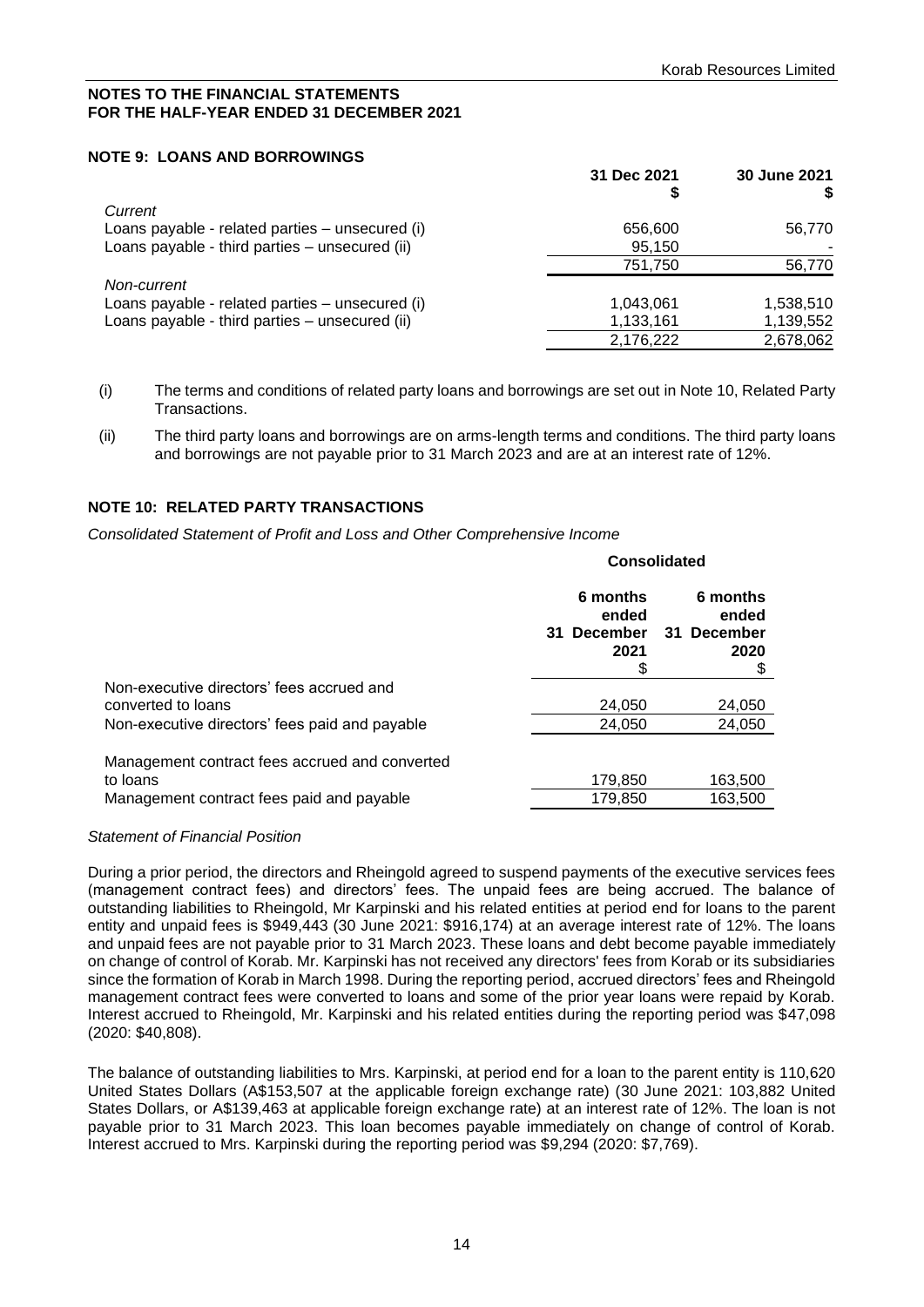**NOTES TO THE FINANCIAL STATEMENTS**
**FOR THE HALF-YEAR ENDED 31 DECEMBER 2021**

## NOTE 9: LOANS AND BORROWINGS

| | 31 Dec 2021 $ | 30 June 2021 $ |
|---|---|---|
| *Current* | | |
| Loans payable - related parties – unsecured (i) | 656,600 | 56,770 |
| Loans payable - third parties – unsecured (ii) | 95,150 | - |
| | 751,750 | 56,770 |
| *Non-current* | | |
| Loans payable - related parties – unsecured (i) | 1,043,061 | 1,538,510 |
| Loans payable - third parties – unsecured (ii) | 1,133,161 | 1,139,552 |
| | 2,176,222 | 2,678,062 |

(i) The terms and conditions of related party loans and borrowings are set out in Note 10, Related Party Transactions.

(ii) The third party loans and borrowings are on arms-length terms and conditions. The third party loans and borrowings are not payable prior to 31 March 2023 and are at an interest rate of 12%.

## NOTE 10: RELATED PARTY TRANSACTIONS

*Consolidated Statement of Profit and Loss and Other Comprehensive Income*

| | Consolidated | |
|---|---|---|
| | 6 months ended 31 December 2021 $ | 6 months ended 31 December 2020 $ |
| Non-executive directors' fees accrued and converted to loans | 24,050 | 24,050 |
| Non-executive directors' fees paid and payable | 24,050 | 24,050 |
| Management contract fees accrued and converted to loans | 179,850 | 163,500 |
| Management contract fees paid and payable | 179,850 | 163,500 |

*Statement of Financial Position*

During a prior period, the directors and Rheingold agreed to suspend payments of the executive services fees (management contract fees) and directors' fees. The unpaid fees are being accrued. The balance of outstanding liabilities to Rheingold, Mr Karpinski and his related entities at period end for loans to the parent entity and unpaid fees is $949,443 (30 June 2021: $916,174) at an average interest rate of 12%. The loans and unpaid fees are not payable prior to 31 March 2023. These loans and debt become payable immediately on change of control of Korab. Mr. Karpinski has not received any directors' fees from Korab or its subsidiaries since the formation of Korab in March 1998. During the reporting period, accrued directors' fees and Rheingold management contract fees were converted to loans and some of the prior year loans were repaid by Korab. Interest accrued to Rheingold, Mr. Karpinski and his related entities during the reporting period was $47,098 (2020: $40,808).

The balance of outstanding liabilities to Mrs. Karpinski, at period end for a loan to the parent entity is 110,620 United States Dollars (A$153,507 at the applicable foreign exchange rate) (30 June 2021: 103,882 United States Dollars, or A$139,463 at applicable foreign exchange rate) at an interest rate of 12%. The loan is not payable prior to 31 March 2023. This loan becomes payable immediately on change of control of Korab. Interest accrued to Mrs. Karpinski during the reporting period was $9,294 (2020: $7,769).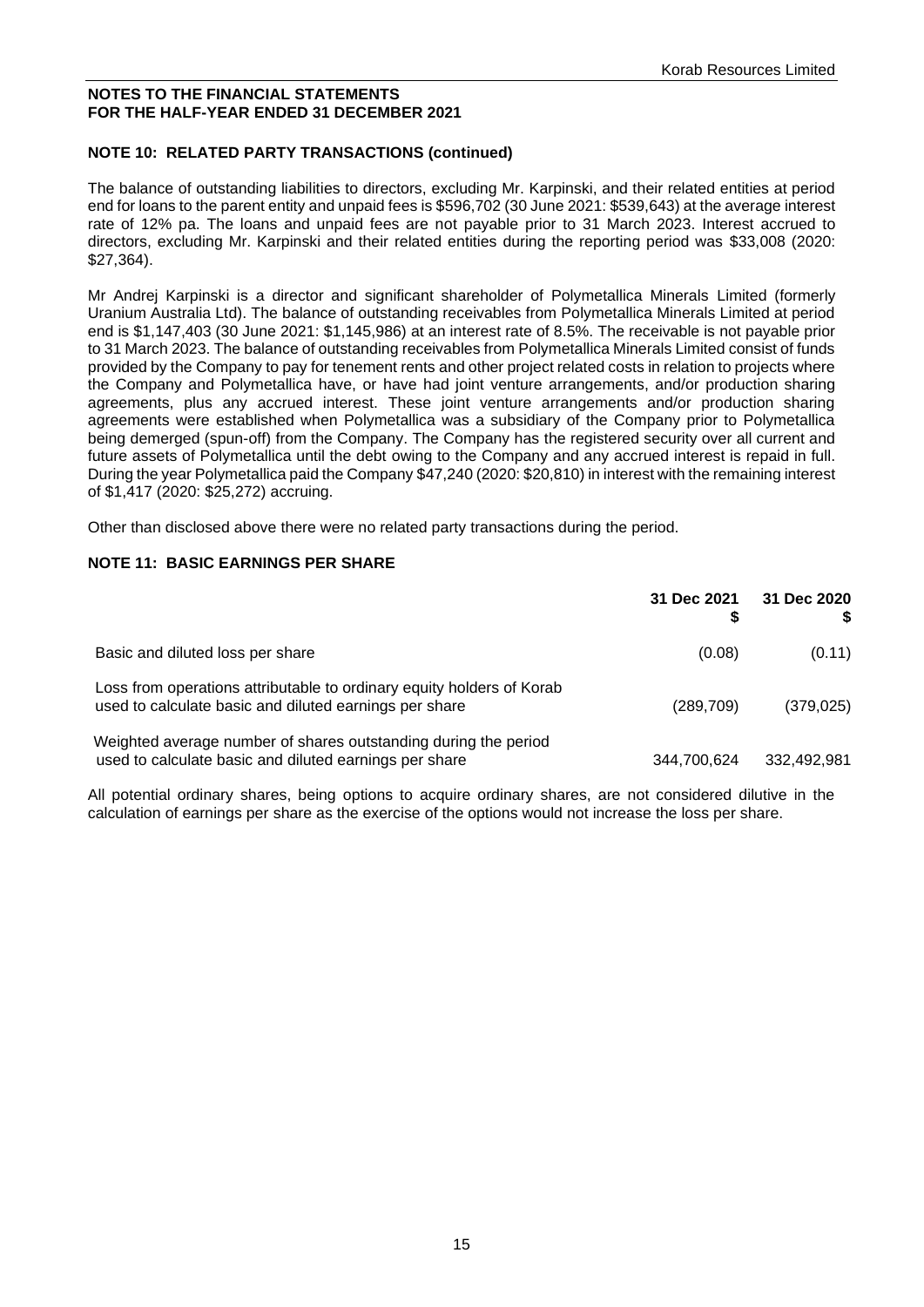## NOTES TO THE FINANCIAL STATEMENTS
## FOR THE HALF-YEAR ENDED 31 DECEMBER 2021

### NOTE 10: RELATED PARTY TRANSACTIONS (continued)

The balance of outstanding liabilities to directors, excluding Mr. Karpinski, and their related entities at period end for loans to the parent entity and unpaid fees is $596,702 (30 June 2021: $539,643) at the average interest rate of 12% pa. The loans and unpaid fees are not payable prior to 31 March 2023. Interest accrued to directors, excluding Mr. Karpinski and their related entities during the reporting period was $33,008 (2020: $27,364).

Mr Andrej Karpinski is a director and significant shareholder of Polymetallica Minerals Limited (formerly Uranium Australia Ltd). The balance of outstanding receivables from Polymetallica Minerals Limited at period end is $1,147,403 (30 June 2021: $1,145,986) at an interest rate of 8.5%. The receivable is not payable prior to 31 March 2023. The balance of outstanding receivables from Polymetallica Minerals Limited consist of funds provided by the Company to pay for tenement rents and other project related costs in relation to projects where the Company and Polymetallica have, or have had joint venture arrangements, and/or production sharing agreements, plus any accrued interest. These joint venture arrangements and/or production sharing agreements were established when Polymetallica was a subsidiary of the Company prior to Polymetallica being demerged (spun-off) from the Company. The Company has the registered security over all current and future assets of Polymetallica until the debt owing to the Company and any accrued interest is repaid in full. During the year Polymetallica paid the Company $47,240 (2020: $20,810) in interest with the remaining interest of $1,417 (2020: $25,272) accruing.

Other than disclosed above there were no related party transactions during the period.

### NOTE 11: BASIC EARNINGS PER SHARE

| | 31 Dec 2021<br>$ | 31 Dec 2020<br>$ |
|---|---|---|
| Basic and diluted loss per share | (0.08) | (0.11) |
| Loss from operations attributable to ordinary equity holders of Korab used to calculate basic and diluted earnings per share | (289,709) | (379,025) |
| Weighted average number of shares outstanding during the period used to calculate basic and diluted earnings per share | 344,700,624 | 332,492,981 |

All potential ordinary shares, being options to acquire ordinary shares, are not considered dilutive in the calculation of earnings per share as the exercise of the options would not increase the loss per share.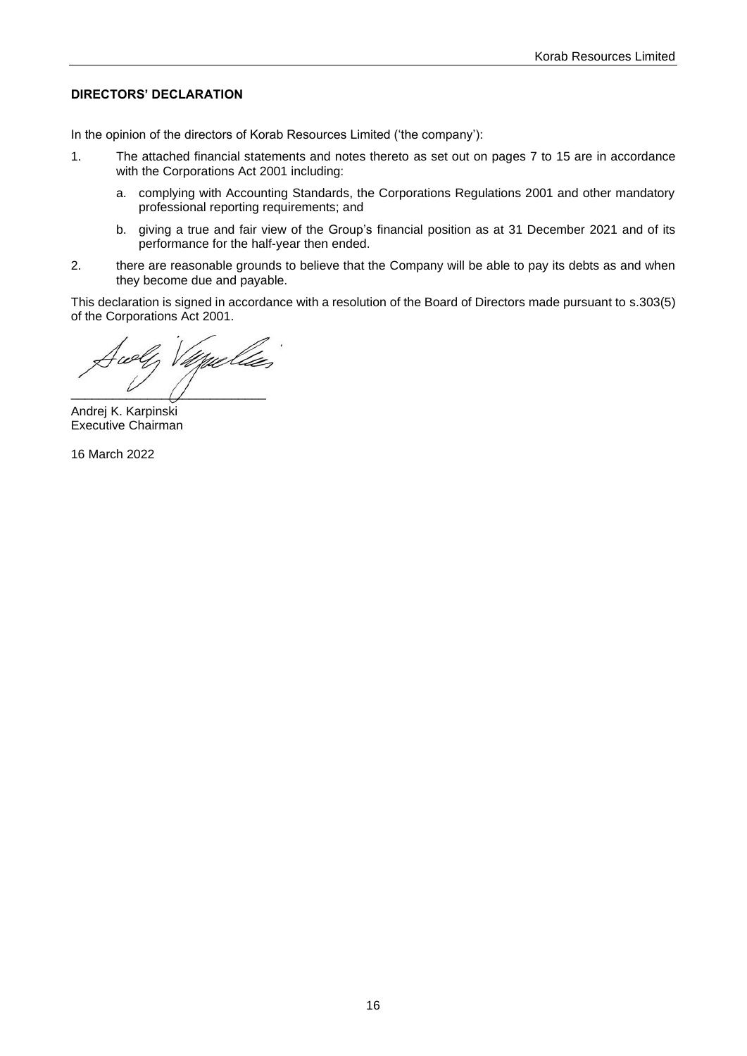## DIRECTORS' DECLARATION

In the opinion of the directors of Korab Resources Limited ('the company'):

1. The attached financial statements and notes thereto as set out on pages 7 to 15 are in accordance with the Corporations Act 2001 including:

   a. complying with Accounting Standards, the Corporations Regulations 2001 and other mandatory professional reporting requirements; and

   b. giving a true and fair view of the Group's financial position as at 31 December 2021 and of its performance for the half-year then ended.

2. there are reasonable grounds to believe that the Company will be able to pay its debts as and when they become due and payable.

This declaration is signed in accordance with a resolution of the Board of Directors made pursuant to s.303(5) of the Corporations Act 2001.

\_\_\_\_\_\_\_\_\_\_\_\_\_\_\_\_\_\_\_\_\_\_\_\_\_\_\_\_

Andrej K. Karpinski
Executive Chairman

16 March 2022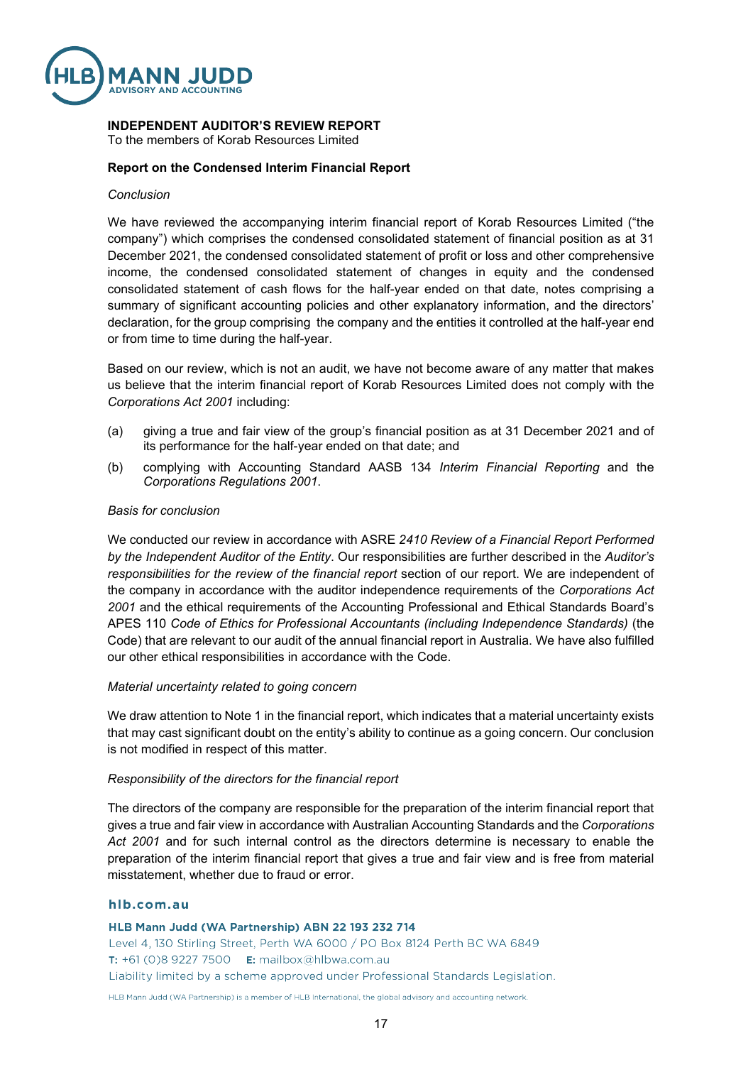# INDEPENDENT AUDITOR'S REVIEW REPORT

To the members of Korab Resources Limited

## Report on the Condensed Interim Financial Report

*Conclusion*

We have reviewed the accompanying interim financial report of Korab Resources Limited ("the company") which comprises the condensed consolidated statement of financial position as at 31 December 2021, the condensed consolidated statement of profit or loss and other comprehensive income, the condensed consolidated statement of changes in equity and the condensed consolidated statement of cash flows for the half-year ended on that date, notes comprising a summary of significant accounting policies and other explanatory information, and the directors' declaration, for the group comprising the company and the entities it controlled at the half-year end or from time to time during the half-year.

Based on our review, which is not an audit, we have not become aware of any matter that makes us believe that the interim financial report of Korab Resources Limited does not comply with the *Corporations Act 2001* including:

(a) giving a true and fair view of the group's financial position as at 31 December 2021 and of its performance for the half-year ended on that date; and

(b) complying with Accounting Standard AASB 134 *Interim Financial Reporting* and the *Corporations Regulations 2001*.

*Basis for conclusion*

We conducted our review in accordance with ASRE *2410 Review of a Financial Report Performed by the Independent Auditor of the Entity*. Our responsibilities are further described in the *Auditor's responsibilities for the review of the financial report* section of our report. We are independent of the company in accordance with the auditor independence requirements of the *Corporations Act 2001* and the ethical requirements of the Accounting Professional and Ethical Standards Board's APES 110 *Code of Ethics for Professional Accountants (including Independence Standards)* (the Code) that are relevant to our audit of the annual financial report in Australia. We have also fulfilled our other ethical responsibilities in accordance with the Code.

*Material uncertainty related to going concern*

We draw attention to Note 1 in the financial report, which indicates that a material uncertainty exists that may cast significant doubt on the entity's ability to continue as a going concern. Our conclusion is not modified in respect of this matter.

*Responsibility of the directors for the financial report*

The directors of the company are responsible for the preparation of the interim financial report that gives a true and fair view in accordance with Australian Accounting Standards and the *Corporations Act 2001* and for such internal control as the directors determine is necessary to enable the preparation of the interim financial report that gives a true and fair view and is free from material misstatement, whether due to fraud or error.

**hlb.com.au**

**HLB Mann Judd (WA Partnership) ABN 22 193 232 714**
Level 4, 130 Stirling Street, Perth WA 6000 / PO Box 8124 Perth BC WA 6849
**T:** +61 (0)8 9227 7500 **E:** mailbox@hlbwa.com.au
Liability limited by a scheme approved under Professional Standards Legislation.

HLB Mann Judd (WA Partnership) is a member of HLB International, the global advisory and accounting network.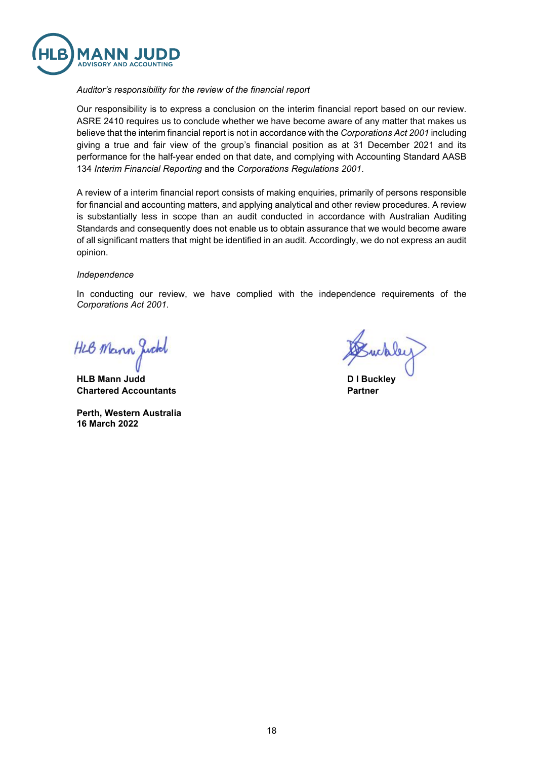*Auditor's responsibility for the review of the financial report*

Our responsibility is to express a conclusion on the interim financial report based on our review. ASRE 2410 requires us to conclude whether we have become aware of any matter that makes us believe that the interim financial report is not in accordance with the *Corporations Act 2001* including giving a true and fair view of the group's financial position as at 31 December 2021 and its performance for the half-year ended on that date, and complying with Accounting Standard AASB 134 *Interim Financial Reporting* and the *Corporations Regulations 2001*.

A review of a interim financial report consists of making enquiries, primarily of persons responsible for financial and accounting matters, and applying analytical and other review procedures. A review is substantially less in scope than an audit conducted in accordance with Australian Auditing Standards and consequently does not enable us to obtain assurance that we would become aware of all significant matters that might be identified in an audit. Accordingly, we do not express an audit opinion.

*Independence*

In conducting our review, we have complied with the independence requirements of the *Corporations Act 2001*.

**HLB Mann Judd**
**Chartered Accountants**

**Perth, Western Australia**
**16 March 2022**

**D I Buckley**
**Partner**